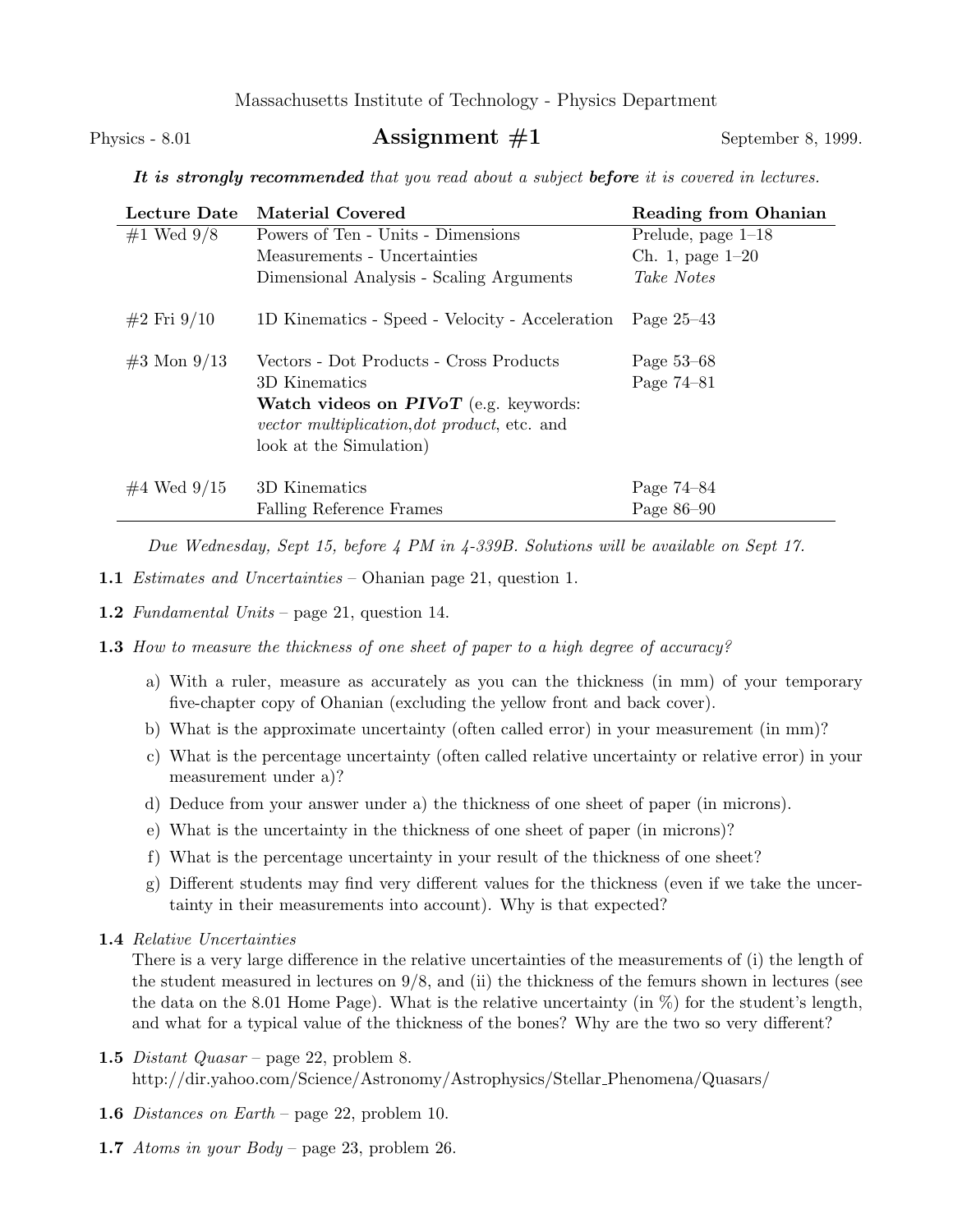Massachusetts Institute of Technology - Physics Department

Physics - 8.01 **Assignment #1** September 8, 1999.

***It is strongly recommended*** *that you read about a subject* ***before*** *it is covered in lectures.*

| **Lecture Date** | **Material Covered** | **Reading from Ohanian** |
|---|---|---|
| #1 Wed 9/8 | Powers of Ten - Units - Dimensions | Prelude, page 1–18 |
| | Measurements - Uncertainties | Ch. 1, page 1–20 |
| | Dimensional Analysis - Scaling Arguments | *Take Notes* |
| #2 Fri 9/10 | 1D Kinematics - Speed - Velocity - Acceleration | Page 25–43 |
| #3 Mon 9/13 | Vectors - Dot Products - Cross Products | Page 53–68 |
| | 3D Kinematics | Page 74–81 |
| | **Watch videos on *PIVoT*** (e.g. keywords: *vector multiplication,dot product*, etc. and look at the Simulation) | |
| #4 Wed 9/15 | 3D Kinematics | Page 74–84 |
| | Falling Reference Frames | Page 86–90 |

*Due Wednesday, Sept 15, before 4 PM in 4-339B. Solutions will be available on Sept 17.*

**1.1** *Estimates and Uncertainties* – Ohanian page 21, question 1.

**1.2** *Fundamental Units* – page 21, question 14.

**1.3** *How to measure the thickness of one sheet of paper to a high degree of accuracy?*

a) With a ruler, measure as accurately as you can the thickness (in mm) of your temporary five-chapter copy of Ohanian (excluding the yellow front and back cover).

b) What is the approximate uncertainty (often called error) in your measurement (in mm)?

c) What is the percentage uncertainty (often called relative uncertainty or relative error) in your measurement under a)?

d) Deduce from your answer under a) the thickness of one sheet of paper (in microns).

e) What is the uncertainty in the thickness of one sheet of paper (in microns)?

f) What is the percentage uncertainty in your result of the thickness of one sheet?

g) Different students may find very different values for the thickness (even if we take the uncertainty in their measurements into account). Why is that expected?

**1.4** *Relative Uncertainties*
There is a very large difference in the relative uncertainties of the measurements of (i) the length of the student measured in lectures on 9/8, and (ii) the thickness of the femurs shown in lectures (see the data on the 8.01 Home Page). What is the relative uncertainty (in %) for the student's length, and what for a typical value of the thickness of the bones? Why are the two so very different?

**1.5** *Distant Quasar* – page 22, problem 8.
http://dir.yahoo.com/Science/Astronomy/Astrophysics/Stellar_Phenomena/Quasars/

**1.6** *Distances on Earth* – page 22, problem 10.

**1.7** *Atoms in your Body* – page 23, problem 26.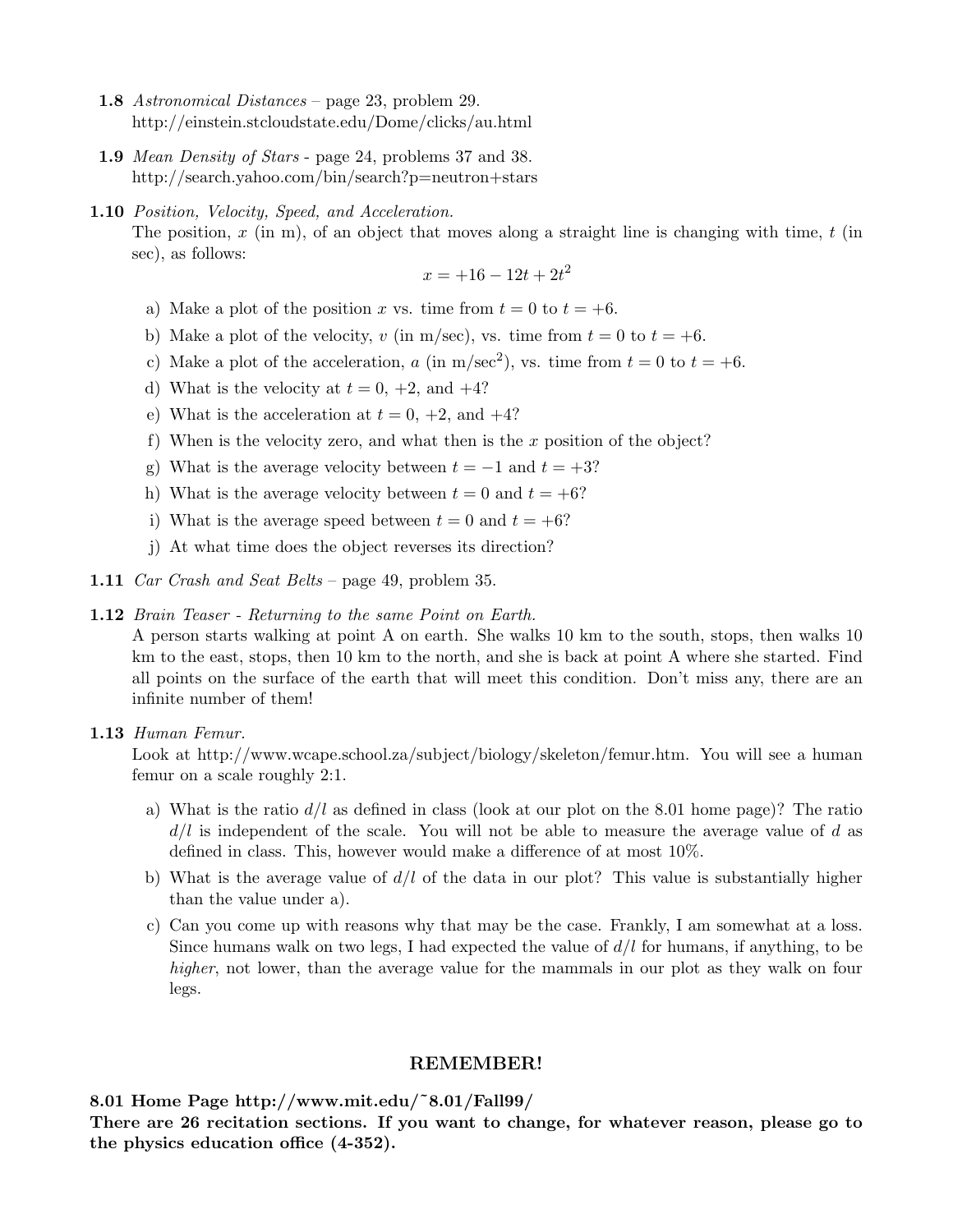**1.8** *Astronomical Distances* – page 23, problem 29.
http://einstein.stcloudstate.edu/Dome/clicks/au.html

**1.9** *Mean Density of Stars* - page 24, problems 37 and 38.
http://search.yahoo.com/bin/search?p=neutron+stars

**1.10** *Position, Velocity, Speed, and Acceleration.*
The position, $x$ (in m), of an object that moves along a straight line is changing with time, $t$ (in sec), as follows:

$$x = +16 - 12t + 2t^2$$

a) Make a plot of the position $x$ vs. time from $t = 0$ to $t = +6$.

b) Make a plot of the velocity, $v$ (in m/sec), vs. time from $t = 0$ to $t = +6$.

c) Make a plot of the acceleration, $a$ (in m/sec$^2$), vs. time from $t = 0$ to $t = +6$.

d) What is the velocity at $t = 0$, $+2$, and $+4$?

e) What is the acceleration at $t = 0$, $+2$, and $+4$?

f) When is the velocity zero, and what then is the $x$ position of the object?

g) What is the average velocity between $t = -1$ and $t = +3$?

h) What is the average velocity between $t = 0$ and $t = +6$?

i) What is the average speed between $t = 0$ and $t = +6$?

j) At what time does the object reverses its direction?

**1.11** *Car Crash and Seat Belts* – page 49, problem 35.

**1.12** *Brain Teaser - Returning to the same Point on Earth.*
A person starts walking at point A on earth. She walks 10 km to the south, stops, then walks 10 km to the east, stops, then 10 km to the north, and she is back at point A where she started. Find all points on the surface of the earth that will meet this condition. Don't miss any, there are an infinite number of them!

**1.13** *Human Femur.*
Look at http://www.wcape.school.za/subject/biology/skeleton/femur.htm. You will see a human femur on a scale roughly 2:1.

a) What is the ratio $d/l$ as defined in class (look at our plot on the 8.01 home page)? The ratio $d/l$ is independent of the scale. You will not be able to measure the average value of $d$ as defined in class. This, however would make a difference of at most 10%.

b) What is the average value of $d/l$ of the data in our plot? This value is substantially higher than the value under a).

c) Can you come up with reasons why that may be the case. Frankly, I am somewhat at a loss. Since humans walk on two legs, I had expected the value of $d/l$ for humans, if anything, to be *higher*, not lower, than the average value for the mammals in our plot as they walk on four legs.

## REMEMBER!

**8.01 Home Page http://www.mit.edu/~8.01/Fall99/**
**There are 26 recitation sections. If you want to change, for whatever reason, please go to the physics education office (4-352).**